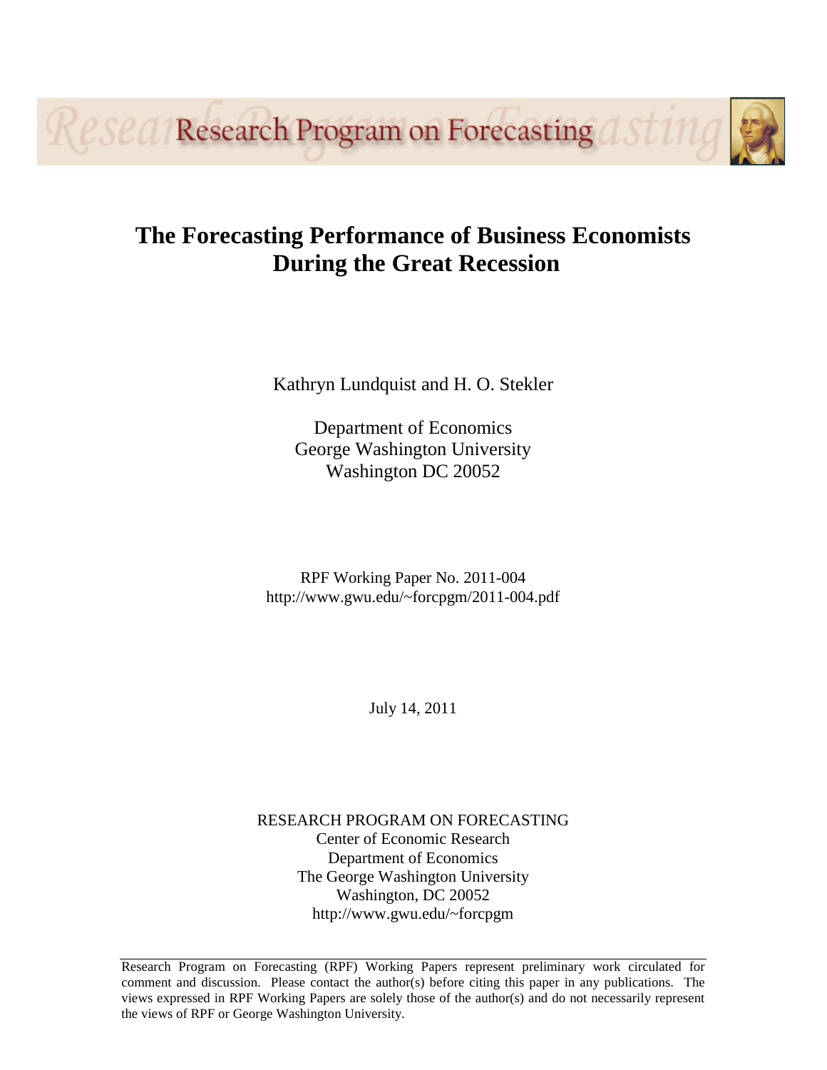Research Program on Forecasting

# The Forecasting Performance of Business Economists During the Great Recession

Kathryn Lundquist and H. O. Stekler

Department of Economics
George Washington University
Washington DC 20052

RPF Working Paper No. 2011-004
http://www.gwu.edu/~forcpgm/2011-004.pdf

July 14, 2011

RESEARCH PROGRAM ON FORECASTING
Center of Economic Research
Department of Economics
The George Washington University
Washington, DC 20052
http://www.gwu.edu/~forcpgm

Research Program on Forecasting (RPF) Working Papers represent preliminary work circulated for comment and discussion. Please contact the author(s) before citing this paper in any publications. The views expressed in RPF Working Papers are solely those of the author(s) and do not necessarily represent the views of RPF or George Washington University.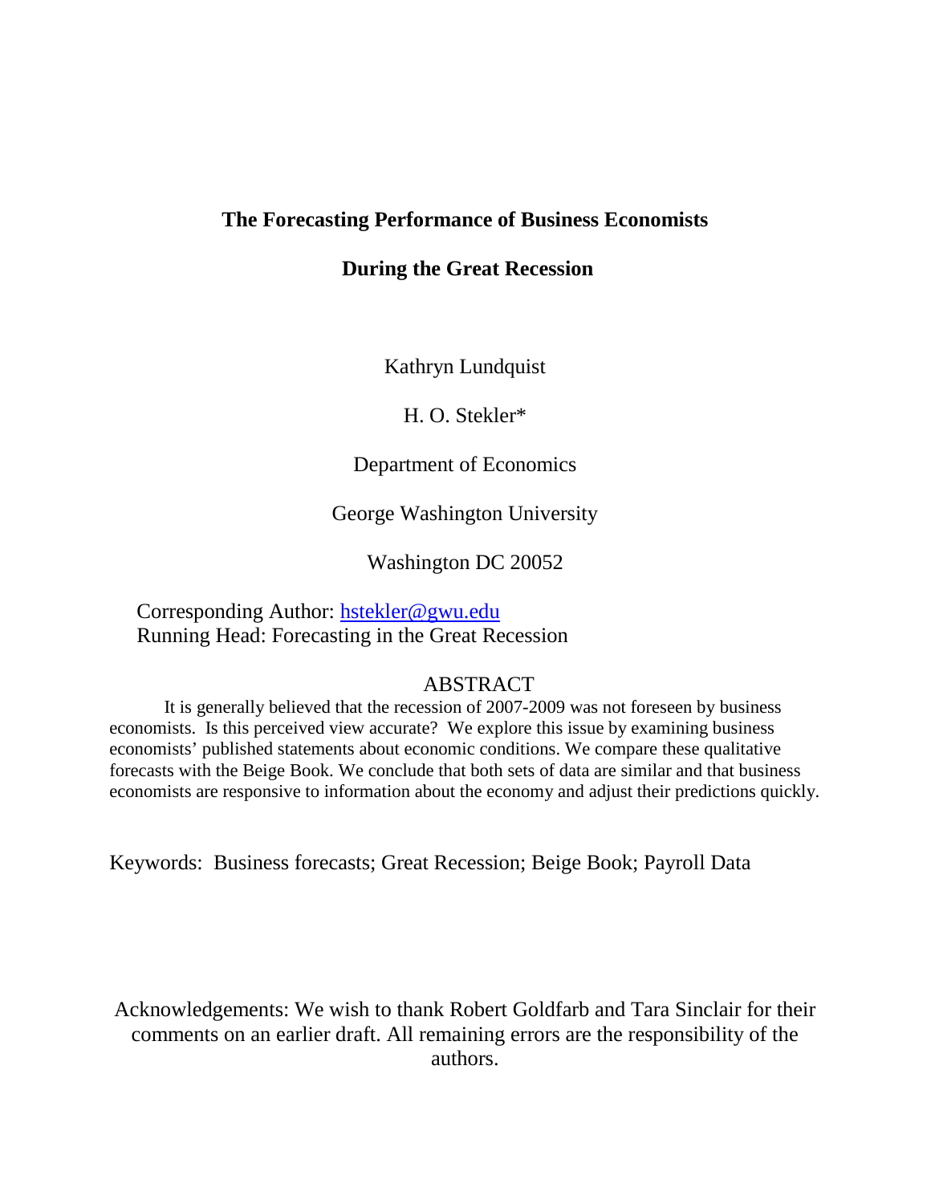**The Forecasting Performance of Business Economists**

**During the Great Recession**

Kathryn Lundquist

H. O. Stekler*

Department of Economics

George Washington University

Washington DC 20052

Corresponding Author: hstekler@gwu.edu
Running Head: Forecasting in the Great Recession

## ABSTRACT

It is generally believed that the recession of 2007-2009 was not foreseen by business economists. Is this perceived view accurate? We explore this issue by examining business economists' published statements about economic conditions. We compare these qualitative forecasts with the Beige Book. We conclude that both sets of data are similar and that business economists are responsive to information about the economy and adjust their predictions quickly.

Keywords: Business forecasts; Great Recession; Beige Book; Payroll Data

Acknowledgements: We wish to thank Robert Goldfarb and Tara Sinclair for their comments on an earlier draft. All remaining errors are the responsibility of the authors.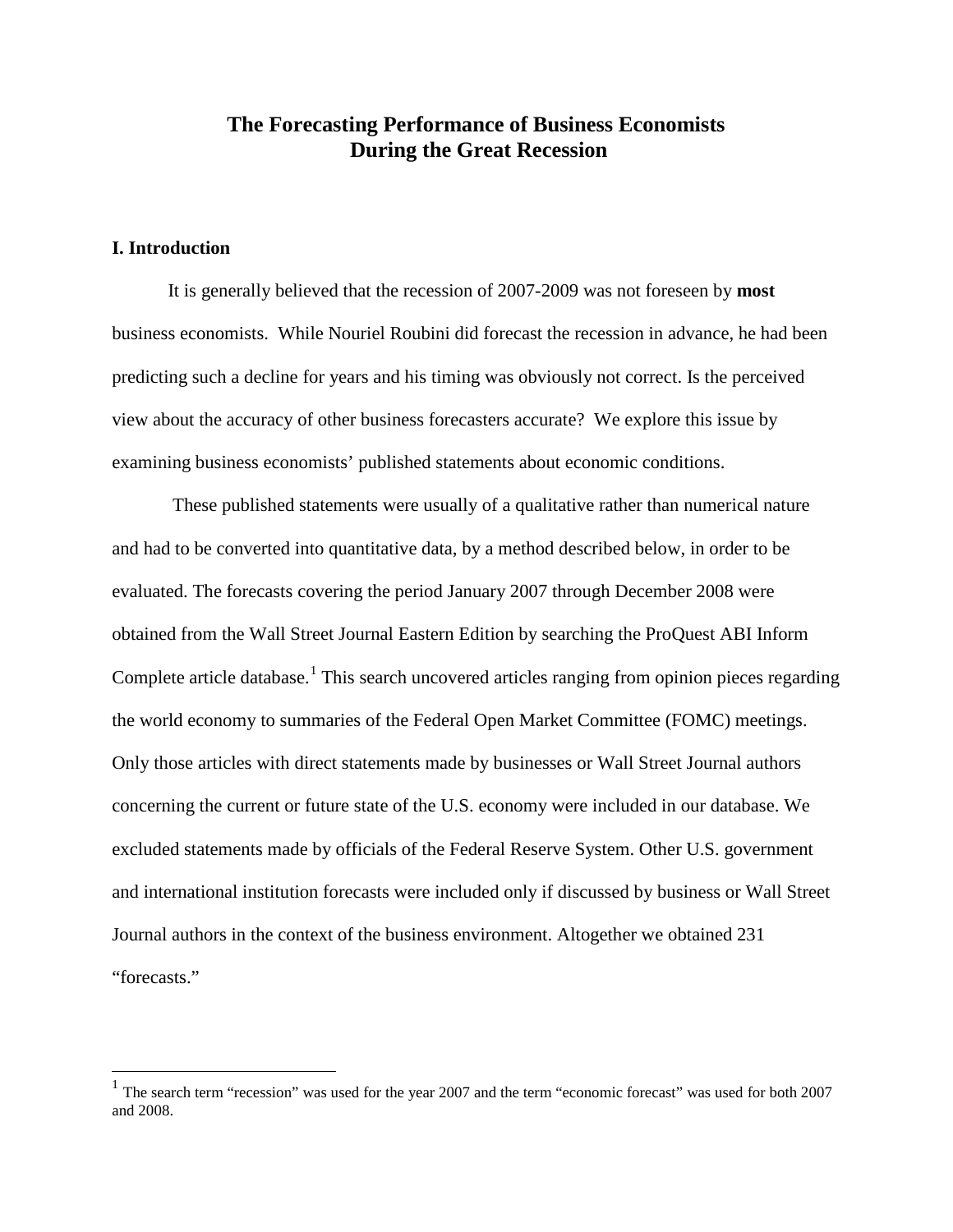# The Forecasting Performance of Business Economists During the Great Recession

## I. Introduction

It is generally believed that the recession of 2007-2009 was not foreseen by **most** business economists. While Nouriel Roubini did forecast the recession in advance, he had been predicting such a decline for years and his timing was obviously not correct. Is the perceived view about the accuracy of other business forecasters accurate? We explore this issue by examining business economists' published statements about economic conditions.

These published statements were usually of a qualitative rather than numerical nature and had to be converted into quantitative data, by a method described below, in order to be evaluated. The forecasts covering the period January 2007 through December 2008 were obtained from the Wall Street Journal Eastern Edition by searching the ProQuest ABI Inform Complete article database.[1] This search uncovered articles ranging from opinion pieces regarding the world economy to summaries of the Federal Open Market Committee (FOMC) meetings. Only those articles with direct statements made by businesses or Wall Street Journal authors concerning the current or future state of the U.S. economy were included in our database. We excluded statements made by officials of the Federal Reserve System. Other U.S. government and international institution forecasts were included only if discussed by business or Wall Street Journal authors in the context of the business environment. Altogether we obtained 231 "forecasts."

---

[1] The search term "recession" was used for the year 2007 and the term "economic forecast" was used for both 2007 and 2008.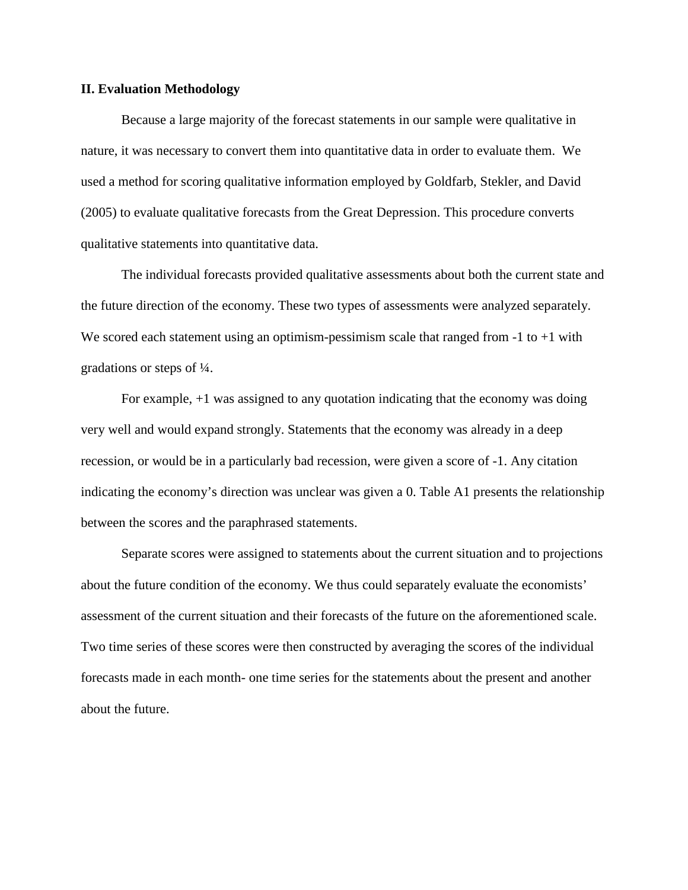## II. Evaluation Methodology

Because a large majority of the forecast statements in our sample were qualitative in nature, it was necessary to convert them into quantitative data in order to evaluate them. We used a method for scoring qualitative information employed by Goldfarb, Stekler, and David (2005) to evaluate qualitative forecasts from the Great Depression. This procedure converts qualitative statements into quantitative data.

The individual forecasts provided qualitative assessments about both the current state and the future direction of the economy. These two types of assessments were analyzed separately. We scored each statement using an optimism-pessimism scale that ranged from -1 to +1 with gradations or steps of ¼.

For example, +1 was assigned to any quotation indicating that the economy was doing very well and would expand strongly. Statements that the economy was already in a deep recession, or would be in a particularly bad recession, were given a score of -1. Any citation indicating the economy's direction was unclear was given a 0. Table A1 presents the relationship between the scores and the paraphrased statements.

Separate scores were assigned to statements about the current situation and to projections about the future condition of the economy. We thus could separately evaluate the economists' assessment of the current situation and their forecasts of the future on the aforementioned scale. Two time series of these scores were then constructed by averaging the scores of the individual forecasts made in each month- one time series for the statements about the present and another about the future.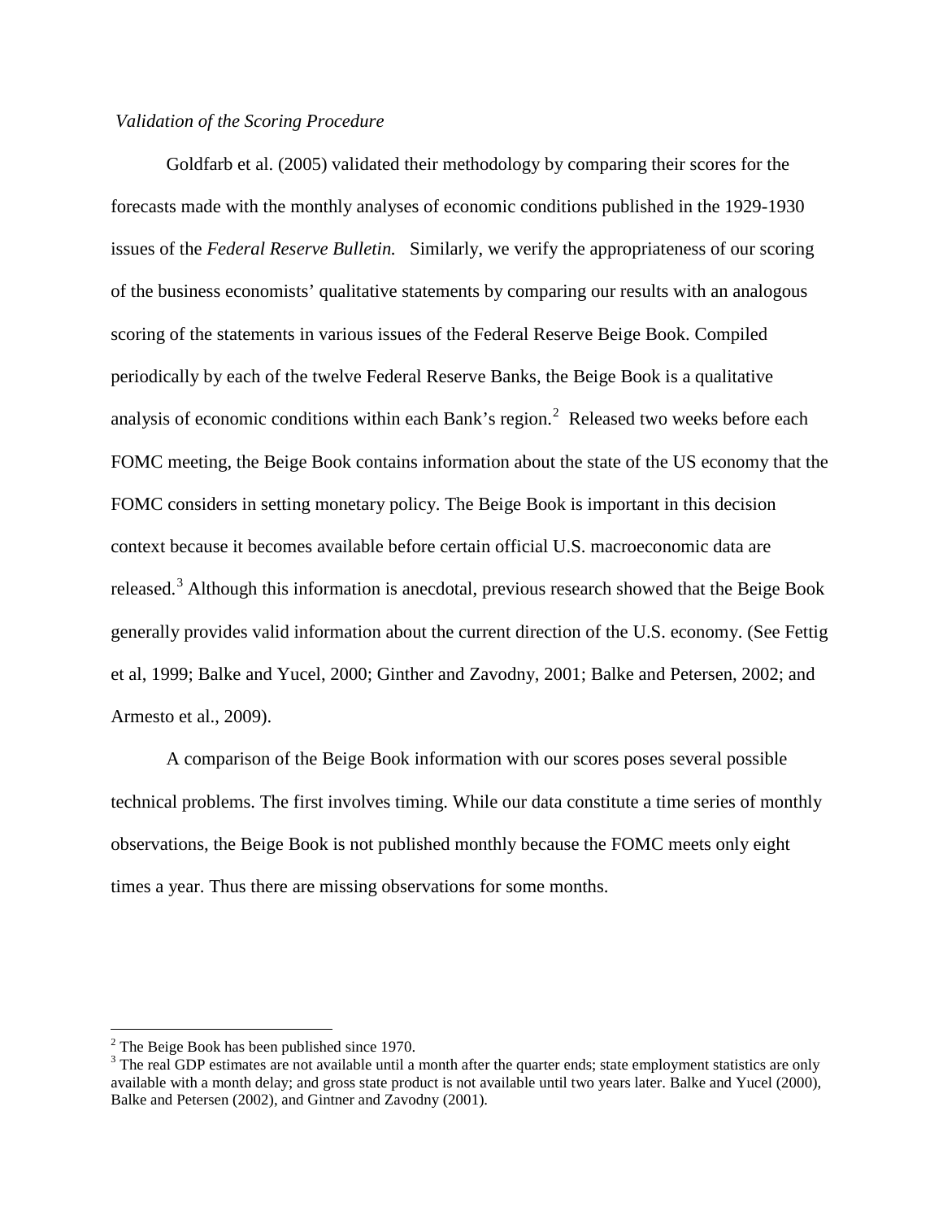*Validation of the Scoring Procedure*

Goldfarb et al. (2005) validated their methodology by comparing their scores for the forecasts made with the monthly analyses of economic conditions published in the 1929-1930 issues of the *Federal Reserve Bulletin.* Similarly, we verify the appropriateness of our scoring of the business economists' qualitative statements by comparing our results with an analogous scoring of the statements in various issues of the Federal Reserve Beige Book. Compiled periodically by each of the twelve Federal Reserve Banks, the Beige Book is a qualitative analysis of economic conditions within each Bank's region.[2] Released two weeks before each FOMC meeting, the Beige Book contains information about the state of the US economy that the FOMC considers in setting monetary policy. The Beige Book is important in this decision context because it becomes available before certain official U.S. macroeconomic data are released.[3] Although this information is anecdotal, previous research showed that the Beige Book generally provides valid information about the current direction of the U.S. economy. (See Fettig et al, 1999; Balke and Yucel, 2000; Ginther and Zavodny, 2001; Balke and Petersen, 2002; and Armesto et al., 2009).

A comparison of the Beige Book information with our scores poses several possible technical problems. The first involves timing. While our data constitute a time series of monthly observations, the Beige Book is not published monthly because the FOMC meets only eight times a year. Thus there are missing observations for some months.

[2] The Beige Book has been published since 1970.

[3] The real GDP estimates are not available until a month after the quarter ends; state employment statistics are only available with a month delay; and gross state product is not available until two years later. Balke and Yucel (2000), Balke and Petersen (2002), and Gintner and Zavodny (2001).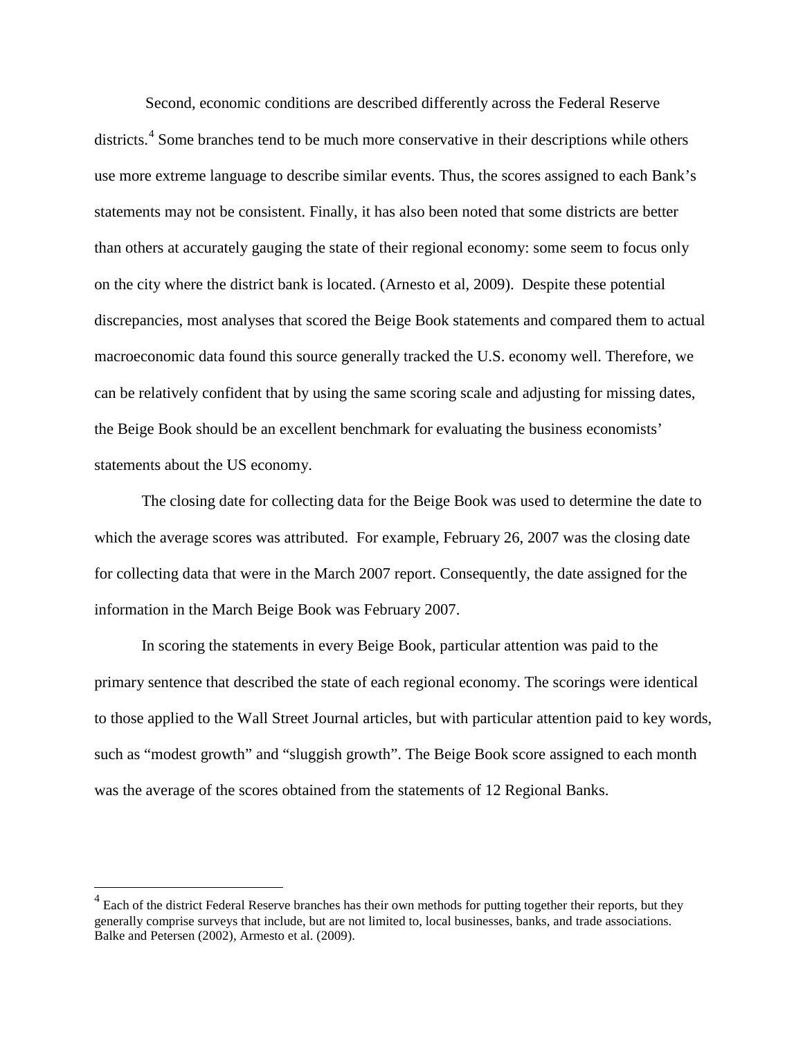Second, economic conditions are described differently across the Federal Reserve districts.[4] Some branches tend to be much more conservative in their descriptions while others use more extreme language to describe similar events. Thus, the scores assigned to each Bank's statements may not be consistent. Finally, it has also been noted that some districts are better than others at accurately gauging the state of their regional economy: some seem to focus only on the city where the district bank is located. (Arnesto et al, 2009). Despite these potential discrepancies, most analyses that scored the Beige Book statements and compared them to actual macroeconomic data found this source generally tracked the U.S. economy well. Therefore, we can be relatively confident that by using the same scoring scale and adjusting for missing dates, the Beige Book should be an excellent benchmark for evaluating the business economists' statements about the US economy.

The closing date for collecting data for the Beige Book was used to determine the date to which the average scores was attributed. For example, February 26, 2007 was the closing date for collecting data that were in the March 2007 report. Consequently, the date assigned for the information in the March Beige Book was February 2007.

In scoring the statements in every Beige Book, particular attention was paid to the primary sentence that described the state of each regional economy. The scorings were identical to those applied to the Wall Street Journal articles, but with particular attention paid to key words, such as "modest growth" and "sluggish growth". The Beige Book score assigned to each month was the average of the scores obtained from the statements of 12 Regional Banks.

---

[4] Each of the district Federal Reserve branches has their own methods for putting together their reports, but they generally comprise surveys that include, but are not limited to, local businesses, banks, and trade associations. Balke and Petersen (2002), Armesto et al. (2009).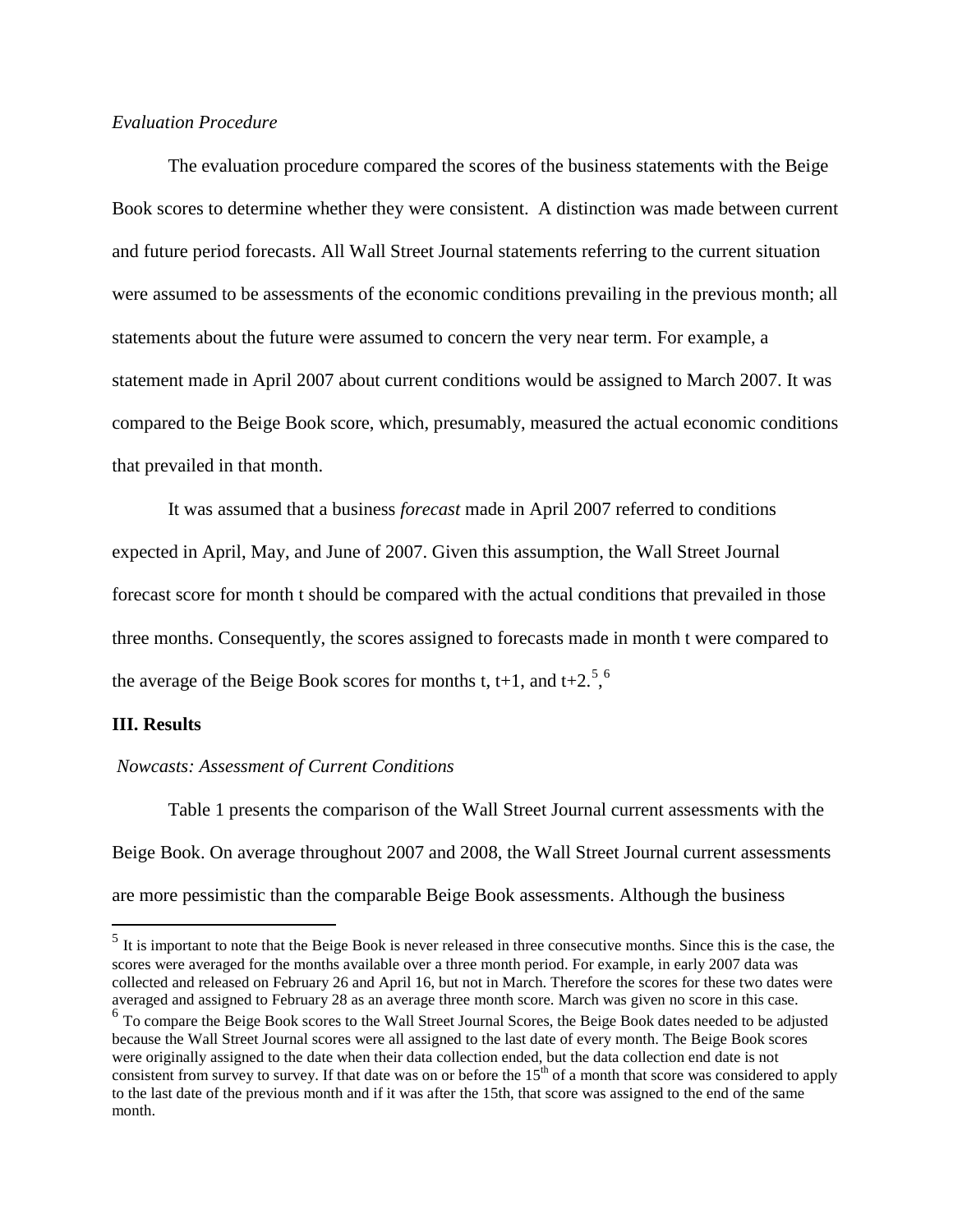*Evaluation Procedure*

The evaluation procedure compared the scores of the business statements with the Beige Book scores to determine whether they were consistent. A distinction was made between current and future period forecasts. All Wall Street Journal statements referring to the current situation were assumed to be assessments of the economic conditions prevailing in the previous month; all statements about the future were assumed to concern the very near term. For example, a statement made in April 2007 about current conditions would be assigned to March 2007. It was compared to the Beige Book score, which, presumably, measured the actual economic conditions that prevailed in that month.

It was assumed that a business *forecast* made in April 2007 referred to conditions expected in April, May, and June of 2007. Given this assumption, the Wall Street Journal forecast score for month t should be compared with the actual conditions that prevailed in those three months. Consequently, the scores assigned to forecasts made in month t were compared to the average of the Beige Book scores for months t, t+1, and t+2.[5],[6]

## III. Results

*Nowcasts: Assessment of Current Conditions*

Table 1 presents the comparison of the Wall Street Journal current assessments with the Beige Book. On average throughout 2007 and 2008, the Wall Street Journal current assessments are more pessimistic than the comparable Beige Book assessments. Although the business

---

[5] It is important to note that the Beige Book is never released in three consecutive months. Since this is the case, the scores were averaged for the months available over a three month period. For example, in early 2007 data was collected and released on February 26 and April 16, but not in March. Therefore the scores for these two dates were averaged and assigned to February 28 as an average three month score. March was given no score in this case.

[6] To compare the Beige Book scores to the Wall Street Journal Scores, the Beige Book dates needed to be adjusted because the Wall Street Journal scores were all assigned to the last date of every month. The Beige Book scores were originally assigned to the date when their data collection ended, but the data collection end date is not consistent from survey to survey. If that date was on or before the 15th of a month that score was considered to apply to the last date of the previous month and if it was after the 15th, that score was assigned to the end of the same month.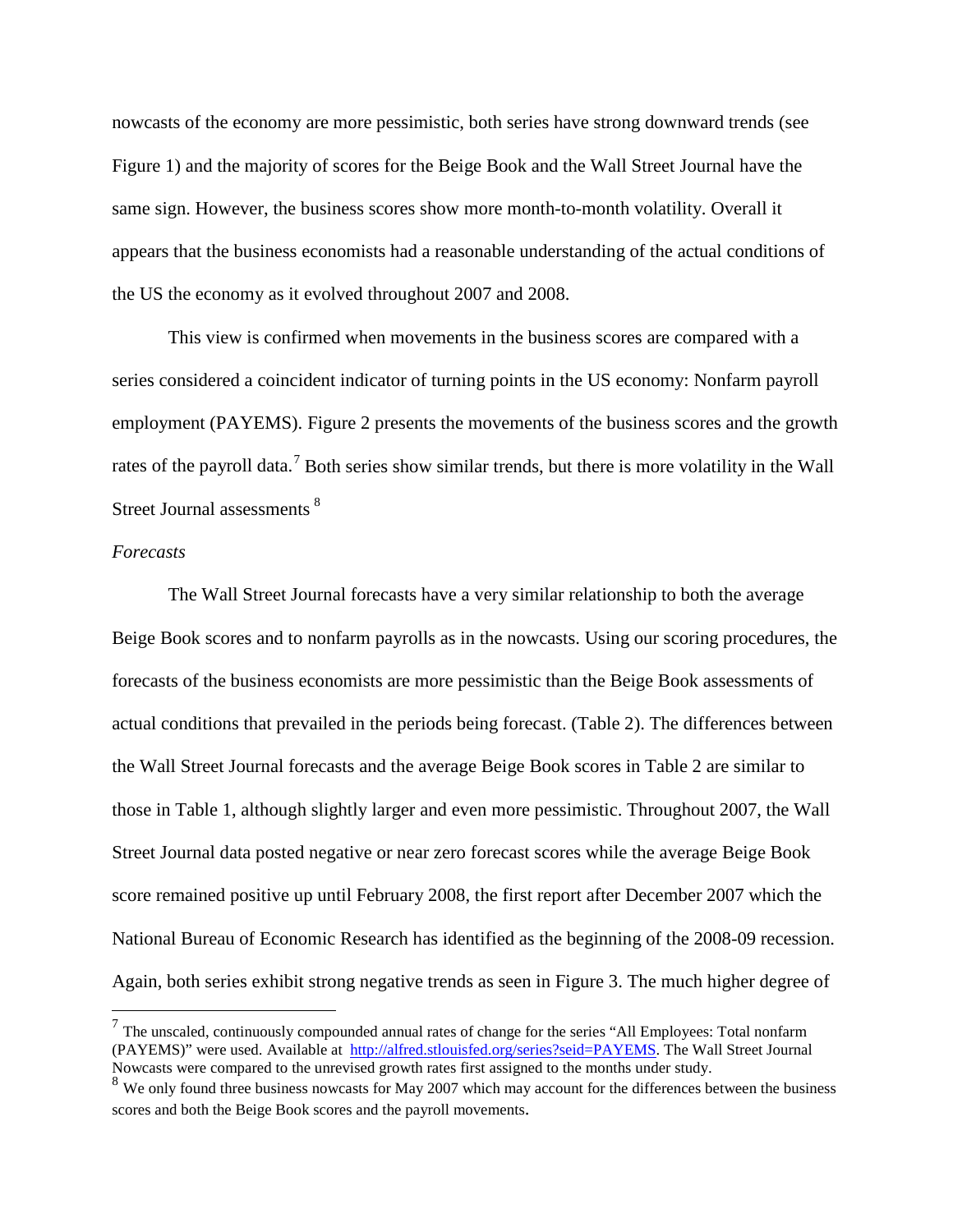nowcasts of the economy are more pessimistic, both series have strong downward trends (see Figure 1) and the majority of scores for the Beige Book and the Wall Street Journal have the same sign. However, the business scores show more month-to-month volatility. Overall it appears that the business economists had a reasonable understanding of the actual conditions of the US the economy as it evolved throughout 2007 and 2008.

This view is confirmed when movements in the business scores are compared with a series considered a coincident indicator of turning points in the US economy: Nonfarm payroll employment (PAYEMS). Figure 2 presents the movements of the business scores and the growth rates of the payroll data.[7] Both series show similar trends, but there is more volatility in the Wall Street Journal assessments [8]

*Forecasts*

The Wall Street Journal forecasts have a very similar relationship to both the average Beige Book scores and to nonfarm payrolls as in the nowcasts. Using our scoring procedures, the forecasts of the business economists are more pessimistic than the Beige Book assessments of actual conditions that prevailed in the periods being forecast. (Table 2). The differences between the Wall Street Journal forecasts and the average Beige Book scores in Table 2 are similar to those in Table 1, although slightly larger and even more pessimistic. Throughout 2007, the Wall Street Journal data posted negative or near zero forecast scores while the average Beige Book score remained positive up until February 2008, the first report after December 2007 which the National Bureau of Economic Research has identified as the beginning of the 2008-09 recession. Again, both series exhibit strong negative trends as seen in Figure 3. The much higher degree of

---

[7] The unscaled, continuously compounded annual rates of change for the series "All Employees: Total nonfarm (PAYEMS)" were used. Available at http://alfred.stlouisfed.org/series?seid=PAYEMS. The Wall Street Journal Nowcasts were compared to the unrevised growth rates first assigned to the months under study.

[8] We only found three business nowcasts for May 2007 which may account for the differences between the business scores and both the Beige Book scores and the payroll movements.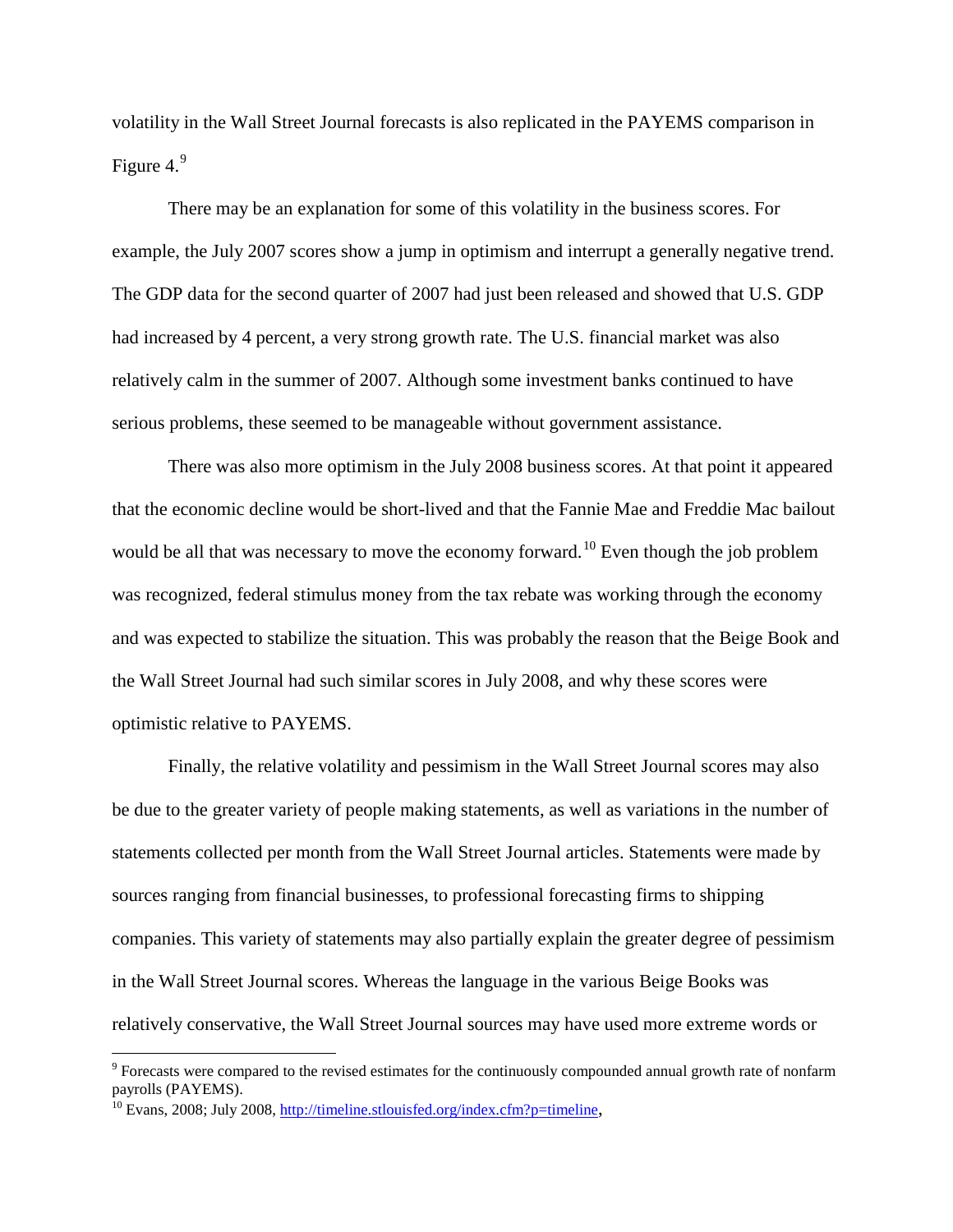volatility in the Wall Street Journal forecasts is also replicated in the PAYEMS comparison in Figure 4.[9]

There may be an explanation for some of this volatility in the business scores. For example, the July 2007 scores show a jump in optimism and interrupt a generally negative trend. The GDP data for the second quarter of 2007 had just been released and showed that U.S. GDP had increased by 4 percent, a very strong growth rate. The U.S. financial market was also relatively calm in the summer of 2007. Although some investment banks continued to have serious problems, these seemed to be manageable without government assistance.

There was also more optimism in the July 2008 business scores. At that point it appeared that the economic decline would be short-lived and that the Fannie Mae and Freddie Mac bailout would be all that was necessary to move the economy forward.[10] Even though the job problem was recognized, federal stimulus money from the tax rebate was working through the economy and was expected to stabilize the situation. This was probably the reason that the Beige Book and the Wall Street Journal had such similar scores in July 2008, and why these scores were optimistic relative to PAYEMS.

Finally, the relative volatility and pessimism in the Wall Street Journal scores may also be due to the greater variety of people making statements, as well as variations in the number of statements collected per month from the Wall Street Journal articles. Statements were made by sources ranging from financial businesses, to professional forecasting firms to shipping companies. This variety of statements may also partially explain the greater degree of pessimism in the Wall Street Journal scores. Whereas the language in the various Beige Books was relatively conservative, the Wall Street Journal sources may have used more extreme words or

---

[9] Forecasts were compared to the revised estimates for the continuously compounded annual growth rate of nonfarm payrolls (PAYEMS).

[10] Evans, 2008; July 2008, http://timeline.stlouisfed.org/index.cfm?p=timeline,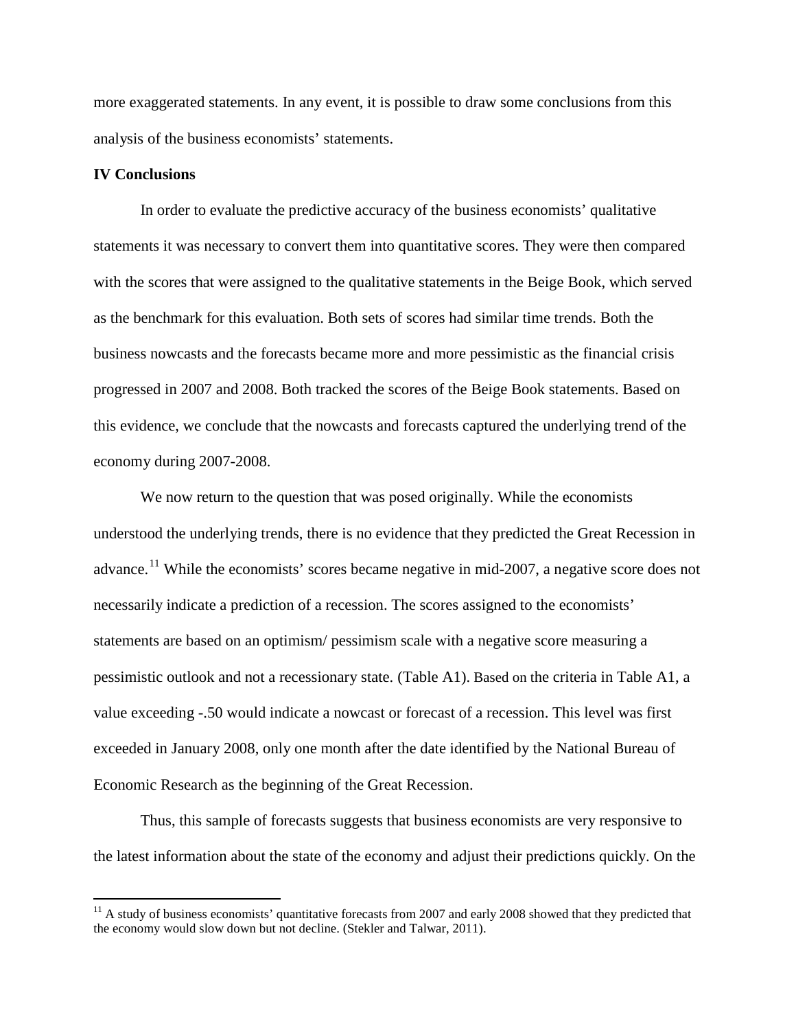more exaggerated statements. In any event, it is possible to draw some conclusions from this analysis of the business economists' statements.

## IV Conclusions

In order to evaluate the predictive accuracy of the business economists' qualitative statements it was necessary to convert them into quantitative scores. They were then compared with the scores that were assigned to the qualitative statements in the Beige Book, which served as the benchmark for this evaluation. Both sets of scores had similar time trends. Both the business nowcasts and the forecasts became more and more pessimistic as the financial crisis progressed in 2007 and 2008. Both tracked the scores of the Beige Book statements. Based on this evidence, we conclude that the nowcasts and forecasts captured the underlying trend of the economy during 2007-2008.

We now return to the question that was posed originally. While the economists understood the underlying trends, there is no evidence that they predicted the Great Recession in advance.[11] While the economists' scores became negative in mid-2007, a negative score does not necessarily indicate a prediction of a recession. The scores assigned to the economists' statements are based on an optimism/ pessimism scale with a negative score measuring a pessimistic outlook and not a recessionary state. (Table A1). Based on the criteria in Table A1, a value exceeding -.50 would indicate a nowcast or forecast of a recession. This level was first exceeded in January 2008, only one month after the date identified by the National Bureau of Economic Research as the beginning of the Great Recession.

Thus, this sample of forecasts suggests that business economists are very responsive to the latest information about the state of the economy and adjust their predictions quickly. On the

[11] A study of business economists' quantitative forecasts from 2007 and early 2008 showed that they predicted that the economy would slow down but not decline. (Stekler and Talwar, 2011).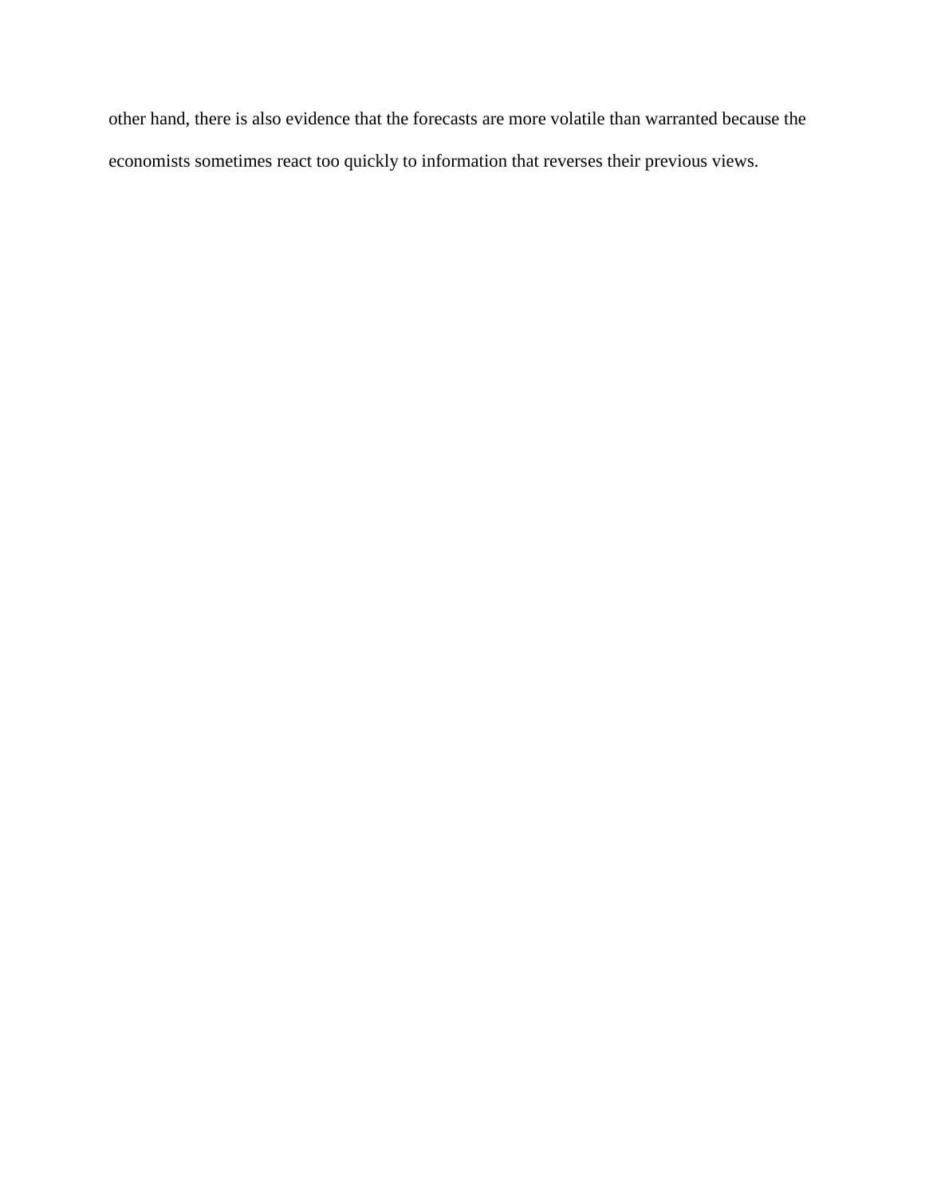other hand, there is also evidence that the forecasts are more volatile than warranted because the economists sometimes react too quickly to information that reverses their previous views.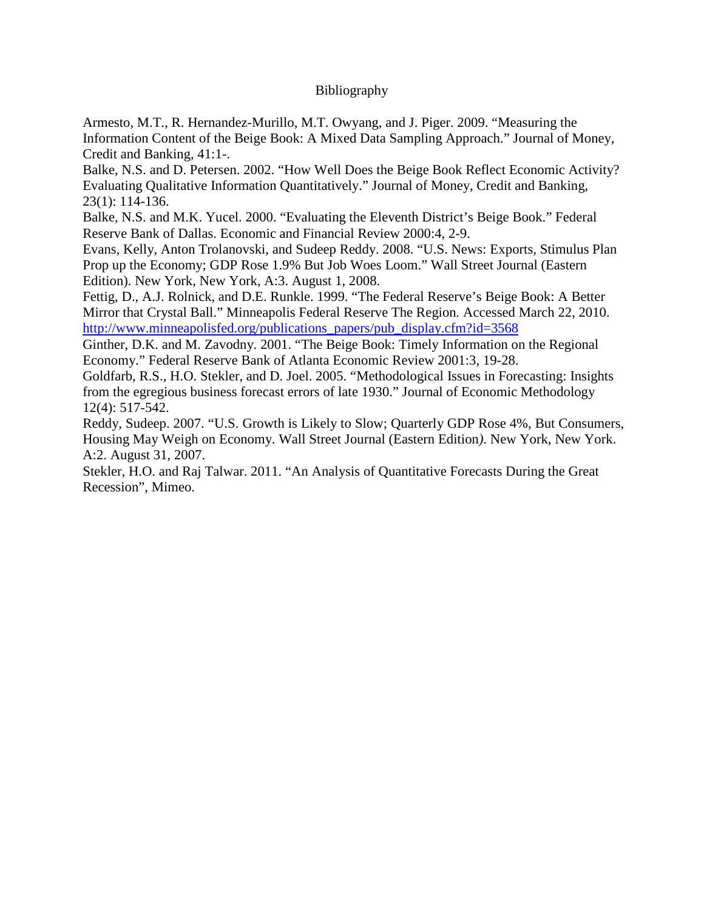# Bibliography

Armesto, M.T., R. Hernandez-Murillo, M.T. Owyang, and J. Piger. 2009. "Measuring the Information Content of the Beige Book: A Mixed Data Sampling Approach." Journal of Money, Credit and Banking, 41:1-.

Balke, N.S. and D. Petersen. 2002. "How Well Does the Beige Book Reflect Economic Activity? Evaluating Qualitative Information Quantitatively." Journal of Money, Credit and Banking, 23(1): 114-136.

Balke, N.S. and M.K. Yucel. 2000. "Evaluating the Eleventh District's Beige Book." Federal Reserve Bank of Dallas. Economic and Financial Review 2000:4, 2-9.

Evans, Kelly, Anton Trolanovski, and Sudeep Reddy. 2008. "U.S. News: Exports, Stimulus Plan Prop up the Economy; GDP Rose 1.9% But Job Woes Loom." Wall Street Journal (Eastern Edition). New York, New York, A:3. August 1, 2008.

Fettig, D., A.J. Rolnick, and D.E. Runkle. 1999. "The Federal Reserve's Beige Book: A Better Mirror that Crystal Ball." Minneapolis Federal Reserve The Region*.* Accessed March 22, 2010. [http://www.minneapolisfed.org/publications_papers/pub_display.cfm?id=3568](http://www.minneapolisfed.org/publications_papers/pub_display.cfm?id=3568)

Ginther, D.K. and M. Zavodny. 2001. "The Beige Book: Timely Information on the Regional Economy." Federal Reserve Bank of Atlanta Economic Review 2001:3, 19-28.

Goldfarb, R.S., H.O. Stekler, and D. Joel. 2005. "Methodological Issues in Forecasting: Insights from the egregious business forecast errors of late 1930." Journal of Economic Methodology 12(4): 517-542.

Reddy, Sudeep. 2007. "U.S. Growth is Likely to Slow; Quarterly GDP Rose 4%, But Consumers, Housing May Weigh on Economy. Wall Street Journal (Eastern Edition*).* New York, New York. A:2. August 31, 2007.

Stekler, H.O. and Raj Talwar. 2011. "An Analysis of Quantitative Forecasts During the Great Recession", Mimeo.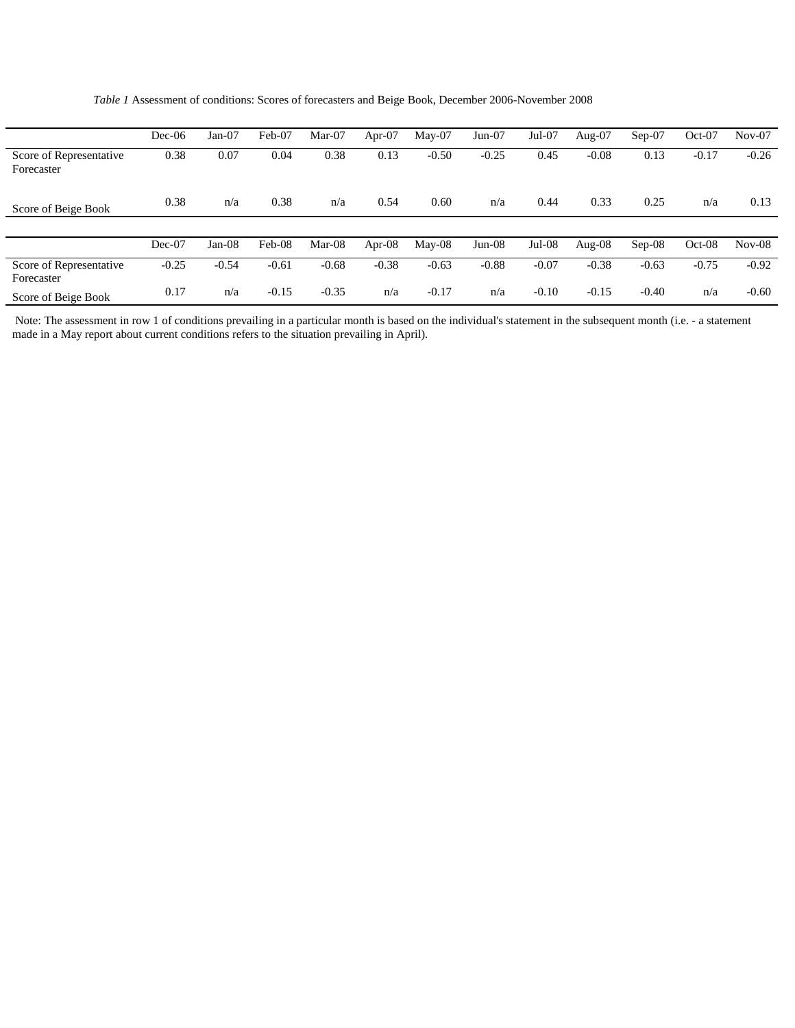*Table 1* Assessment of conditions: Scores of forecasters and Beige Book, December 2006-November 2008

| | Dec-06 | Jan-07 | Feb-07 | Mar-07 | Apr-07 | May-07 | Jun-07 | Jul-07 | Aug-07 | Sep-07 | Oct-07 | Nov-07 |
|---|---|---|---|---|---|---|---|---|---|---|---|---|
| Score of Representative Forecaster | 0.38 | 0.07 | 0.04 | 0.38 | 0.13 | -0.50 | -0.25 | 0.45 | -0.08 | 0.13 | -0.17 | -0.26 |
| Score of Beige Book | 0.38 | n/a | 0.38 | n/a | 0.54 | 0.60 | n/a | 0.44 | 0.33 | 0.25 | n/a | 0.13 |

| | Dec-07 | Jan-08 | Feb-08 | Mar-08 | Apr-08 | May-08 | Jun-08 | Jul-08 | Aug-08 | Sep-08 | Oct-08 | Nov-08 |
|---|---|---|---|---|---|---|---|---|---|---|---|---|
| Score of Representative Forecaster | -0.25 | -0.54 | -0.61 | -0.68 | -0.38 | -0.63 | -0.88 | -0.07 | -0.38 | -0.63 | -0.75 | -0.92 |
| Score of Beige Book | 0.17 | n/a | -0.15 | -0.35 | n/a | -0.17 | n/a | -0.10 | -0.15 | -0.40 | n/a | -0.60 |

Note: The assessment in row 1 of conditions prevailing in a particular month is based on the individual's statement in the subsequent month (i.e. - a statement made in a May report about current conditions refers to the situation prevailing in April).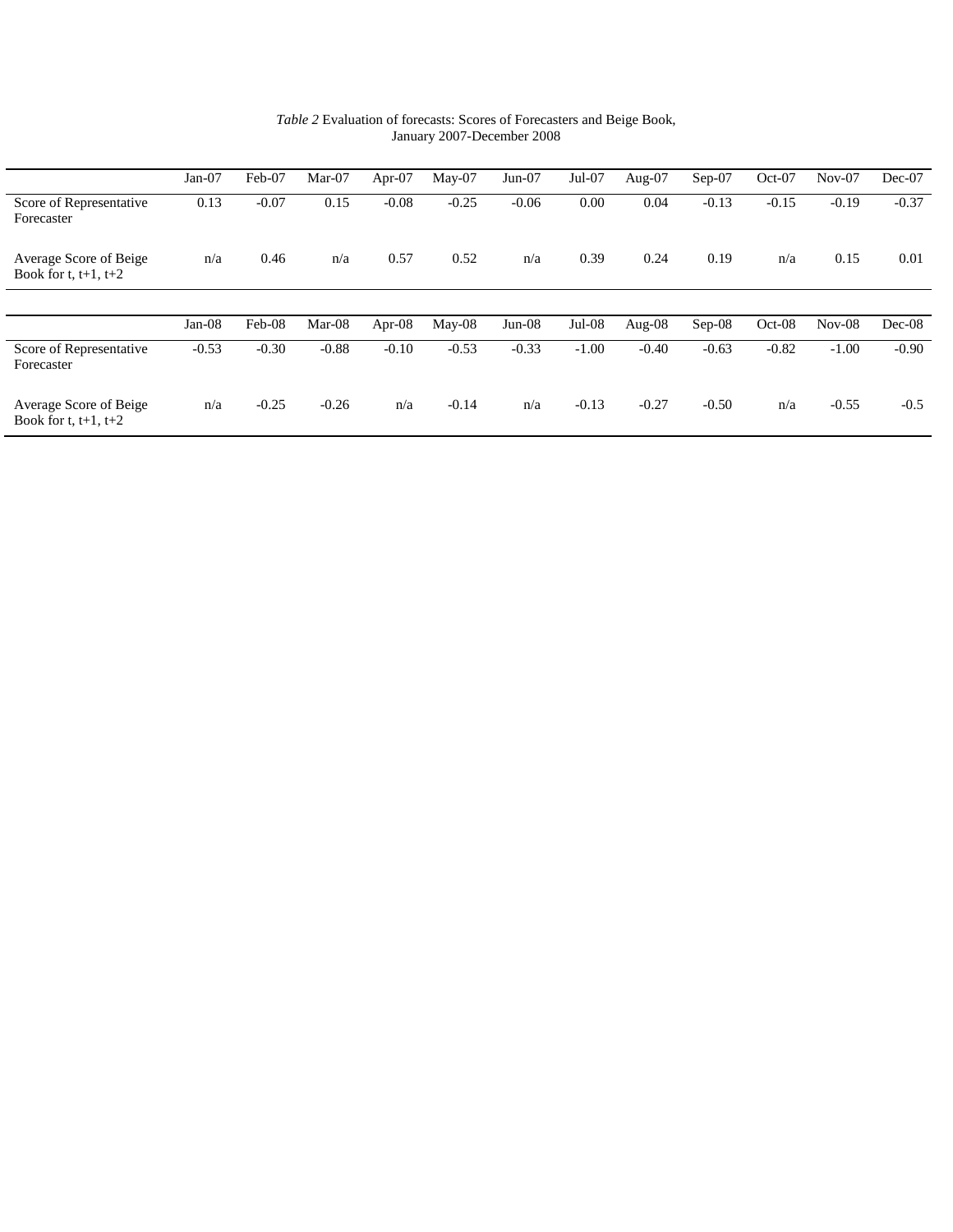*Table 2* Evaluation of forecasts: Scores of Forecasters and Beige Book, January 2007-December 2008

| | Jan-07 | Feb-07 | Mar-07 | Apr-07 | May-07 | Jun-07 | Jul-07 | Aug-07 | Sep-07 | Oct-07 | Nov-07 | Dec-07 |
|---|---|---|---|---|---|---|---|---|---|---|---|---|
| Score of Representative Forecaster | 0.13 | -0.07 | 0.15 | -0.08 | -0.25 | -0.06 | 0.00 | 0.04 | -0.13 | -0.15 | -0.19 | -0.37 |
| Average Score of Beige Book for t, t+1, t+2 | n/a | 0.46 | n/a | 0.57 | 0.52 | n/a | 0.39 | 0.24 | 0.19 | n/a | 0.15 | 0.01 |

| | Jan-08 | Feb-08 | Mar-08 | Apr-08 | May-08 | Jun-08 | Jul-08 | Aug-08 | Sep-08 | Oct-08 | Nov-08 | Dec-08 |
|---|---|---|---|---|---|---|---|---|---|---|---|---|
| Score of Representative Forecaster | -0.53 | -0.30 | -0.88 | -0.10 | -0.53 | -0.33 | -1.00 | -0.40 | -0.63 | -0.82 | -1.00 | -0.90 |
| Average Score of Beige Book for t, t+1, t+2 | n/a | -0.25 | -0.26 | n/a | -0.14 | n/a | -0.13 | -0.27 | -0.50 | n/a | -0.55 | -0.5 |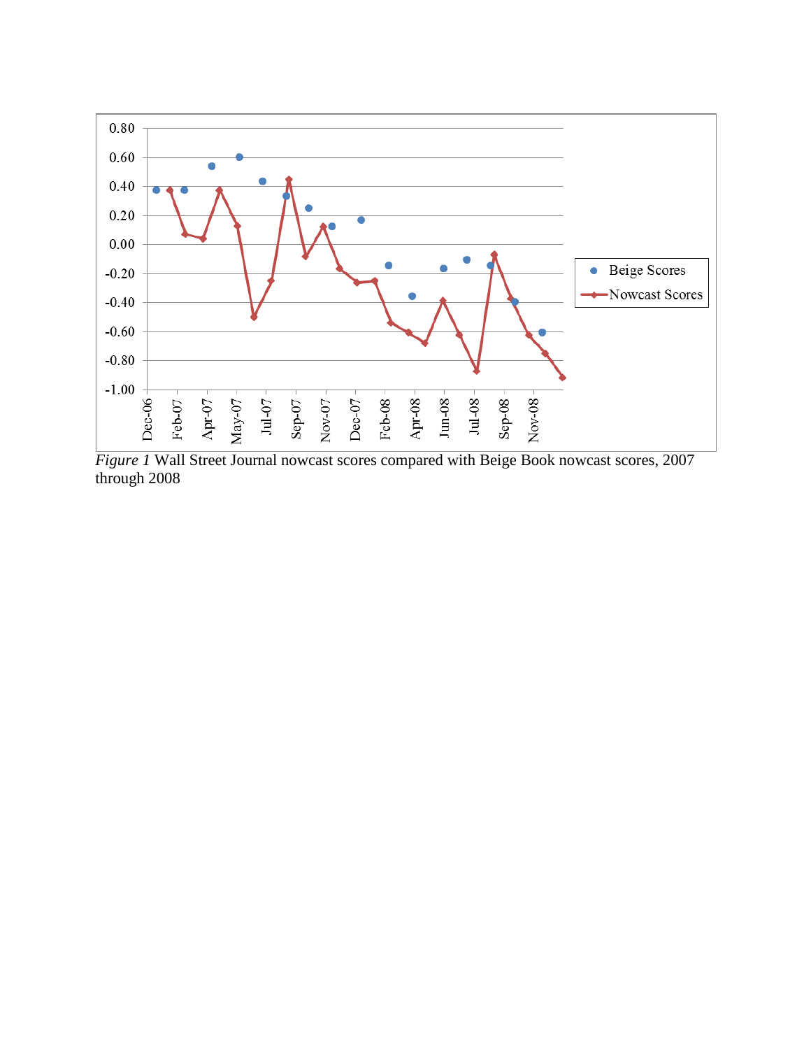*Figure 1* Wall Street Journal nowcast scores compared with Beige Book nowcast scores, 2007 through 2008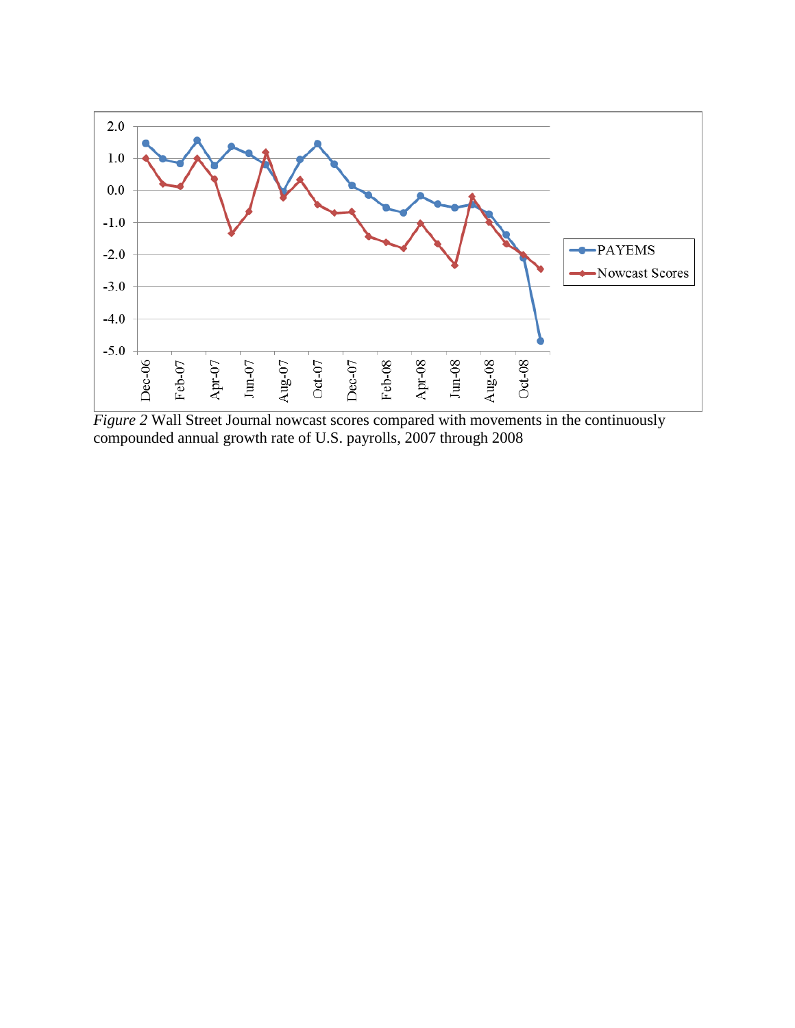*Figure 2* Wall Street Journal nowcast scores compared with movements in the continuously compounded annual growth rate of U.S. payrolls, 2007 through 2008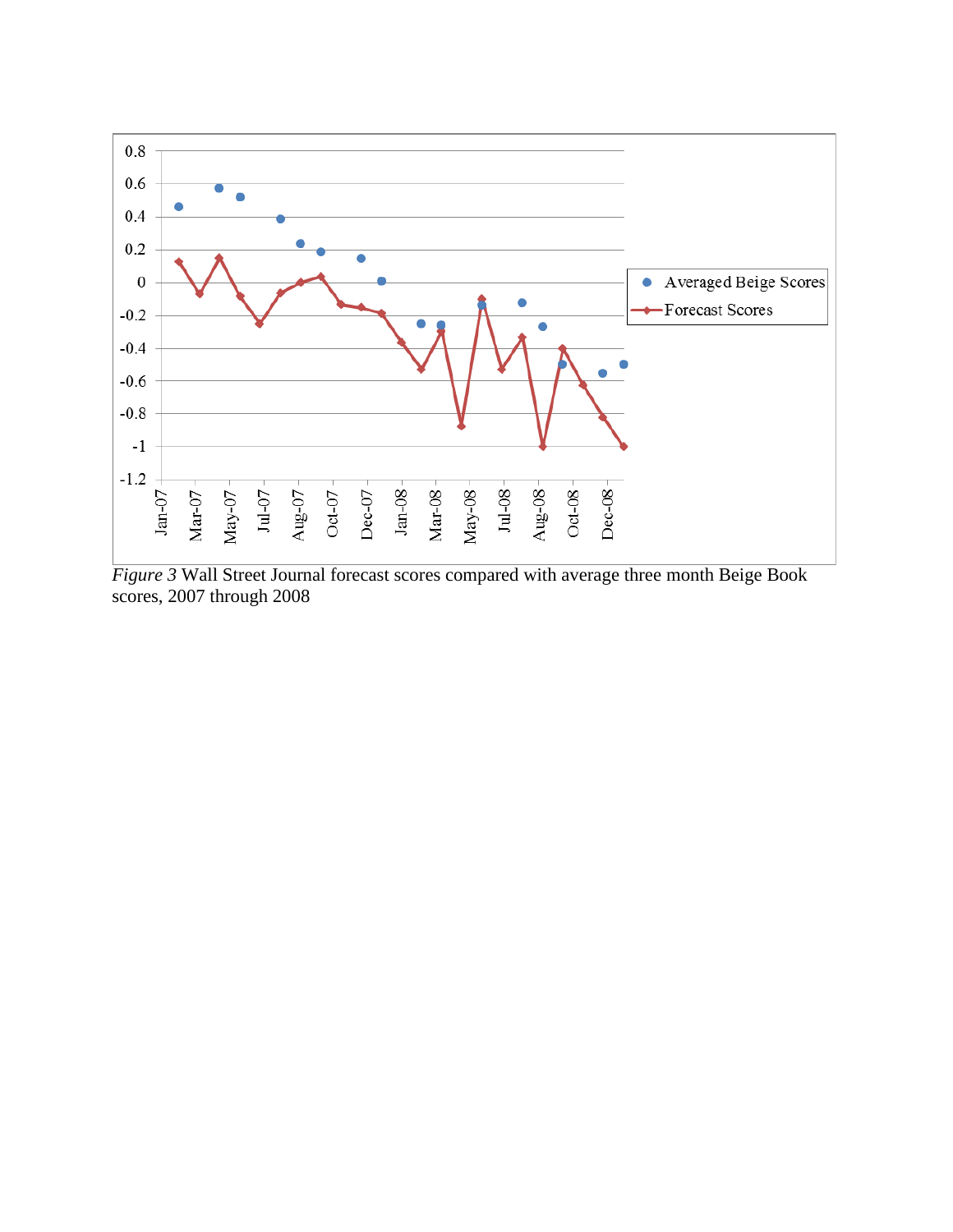*Figure 3* Wall Street Journal forecast scores compared with average three month Beige Book scores, 2007 through 2008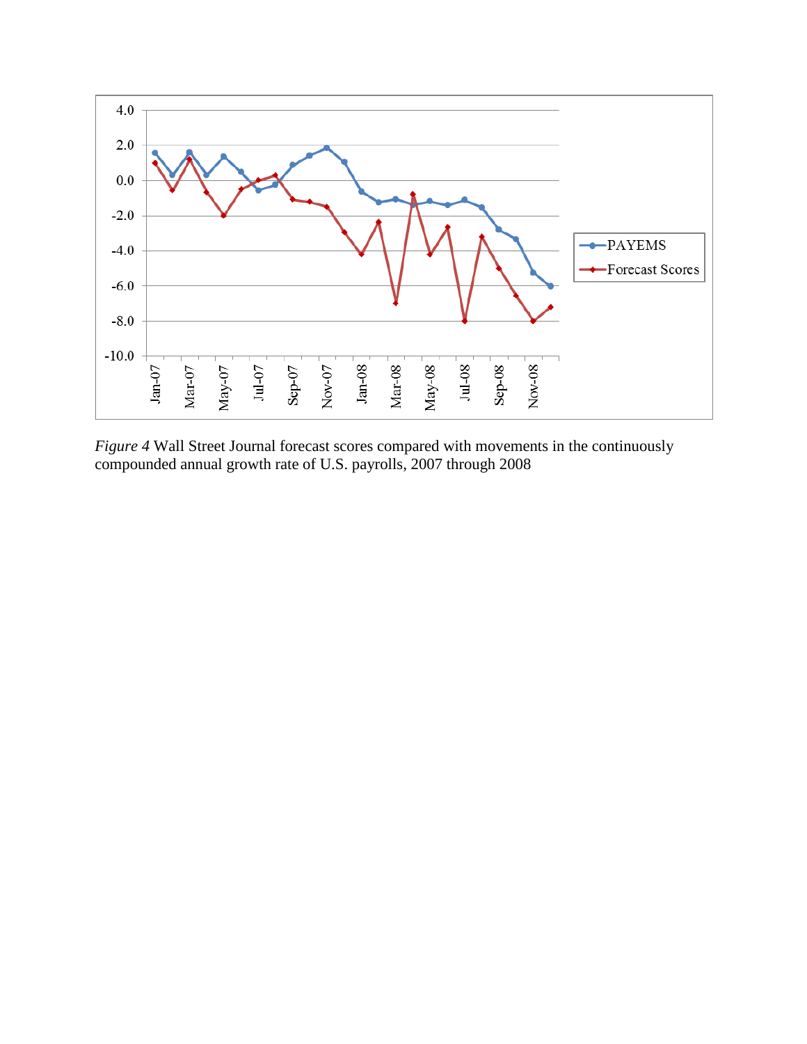*Figure 4* Wall Street Journal forecast scores compared with movements in the continuously compounded annual growth rate of U.S. payrolls, 2007 through 2008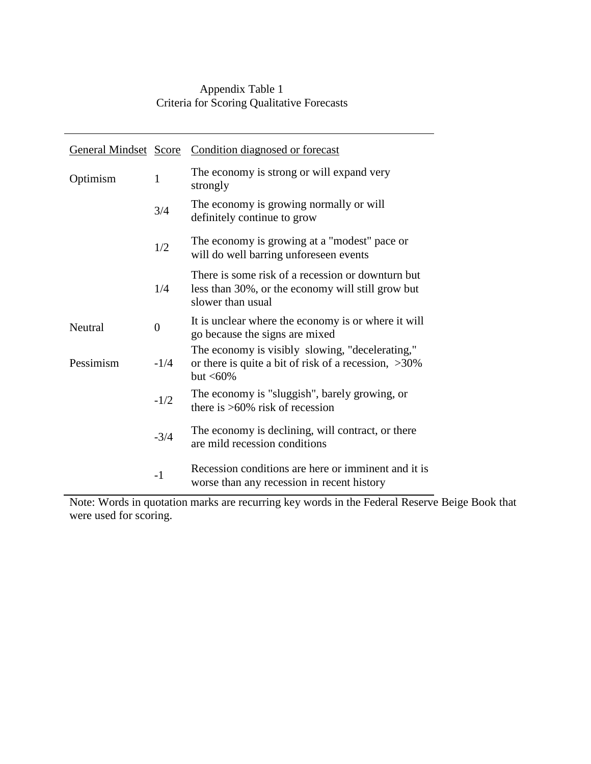Appendix Table 1
Criteria for Scoring Qualitative Forecasts

| General Mindset | Score | Condition diagnosed or forecast |
| --- | --- | --- |
| Optimism | 1 | The economy is strong or will expand very strongly |
| | 3/4 | The economy is growing normally or will definitely continue to grow |
| | 1/2 | The economy is growing at a "modest" pace or will do well barring unforeseen events |
| | 1/4 | There is some risk of a recession or downturn but less than 30%, or the economy will still grow but slower than usual |
| Neutral | 0 | It is unclear where the economy is or where it will go because the signs are mixed |
| Pessimism | -1/4 | The economy is visibly slowing, "decelerating," or there is quite a bit of risk of a recession, >30% but <60% |
| | -1/2 | The economy is "sluggish", barely growing, or there is >60% risk of recession |
| | -3/4 | The economy is declining, will contract, or there are mild recession conditions |
| | -1 | Recession conditions are here or imminent and it is worse than any recession in recent history |

Note: Words in quotation marks are recurring key words in the Federal Reserve Beige Book that were used for scoring.